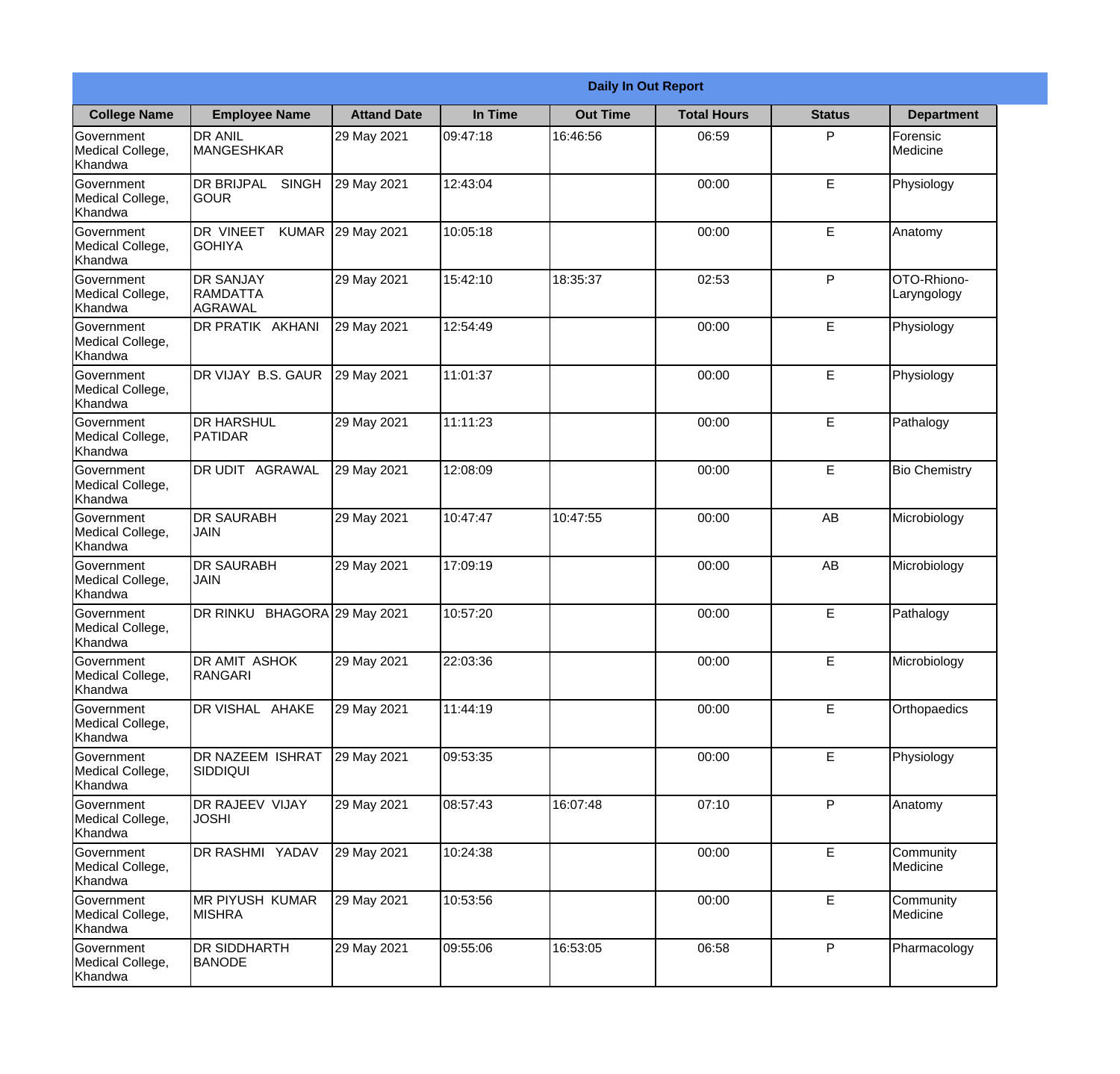# Daily In Out Report

| College Name | Employee Name | Attand Date | In Time | Out Time | Total Hours | Status | Department |
|---|---|---|---|---|---|---|---|
| Government Medical College, Khandwa | DR ANIL MANGESHKAR | 29 May 2021 | 09:47:18 | 16:46:56 | 06:59 | P | Forensic Medicine |
| Government Medical College, Khandwa | DR BRIJPAL SINGH GOUR | 29 May 2021 | 12:43:04 | | 00:00 | E | Physiology |
| Government Medical College, Khandwa | DR VINEET KUMAR GOHIYA | 29 May 2021 | 10:05:18 | | 00:00 | E | Anatomy |
| Government Medical College, Khandwa | DR SANJAY RAMDATTA AGRAWAL | 29 May 2021 | 15:42:10 | 18:35:37 | 02:53 | P | OTO-Rhiono-Laryngology |
| Government Medical College, Khandwa | DR PRATIK AKHANI | 29 May 2021 | 12:54:49 | | 00:00 | E | Physiology |
| Government Medical College, Khandwa | DR VIJAY B.S. GAUR | 29 May 2021 | 11:01:37 | | 00:00 | E | Physiology |
| Government Medical College, Khandwa | DR HARSHUL PATIDAR | 29 May 2021 | 11:11:23 | | 00:00 | E | Pathalogy |
| Government Medical College, Khandwa | DR UDIT AGRAWAL | 29 May 2021 | 12:08:09 | | 00:00 | E | Bio Chemistry |
| Government Medical College, Khandwa | DR SAURABH JAIN | 29 May 2021 | 10:47:47 | 10:47:55 | 00:00 | AB | Microbiology |
| Government Medical College, Khandwa | DR SAURABH JAIN | 29 May 2021 | 17:09:19 | | 00:00 | AB | Microbiology |
| Government Medical College, Khandwa | DR RINKU BHAGORA | 29 May 2021 | 10:57:20 | | 00:00 | E | Pathalogy |
| Government Medical College, Khandwa | DR AMIT ASHOK RANGARI | 29 May 2021 | 22:03:36 | | 00:00 | E | Microbiology |
| Government Medical College, Khandwa | DR VISHAL AHAKE | 29 May 2021 | 11:44:19 | | 00:00 | E | Orthopaedics |
| Government Medical College, Khandwa | DR NAZEEM ISHRAT SIDDIQUI | 29 May 2021 | 09:53:35 | | 00:00 | E | Physiology |
| Government Medical College, Khandwa | DR RAJEEV VIJAY JOSHI | 29 May 2021 | 08:57:43 | 16:07:48 | 07:10 | P | Anatomy |
| Government Medical College, Khandwa | DR RASHMI YADAV | 29 May 2021 | 10:24:38 | | 00:00 | E | Community Medicine |
| Government Medical College, Khandwa | MR PIYUSH KUMAR MISHRA | 29 May 2021 | 10:53:56 | | 00:00 | E | Community Medicine |
| Government Medical College, Khandwa | DR SIDDHARTH BANODE | 29 May 2021 | 09:55:06 | 16:53:05 | 06:58 | P | Pharmacology |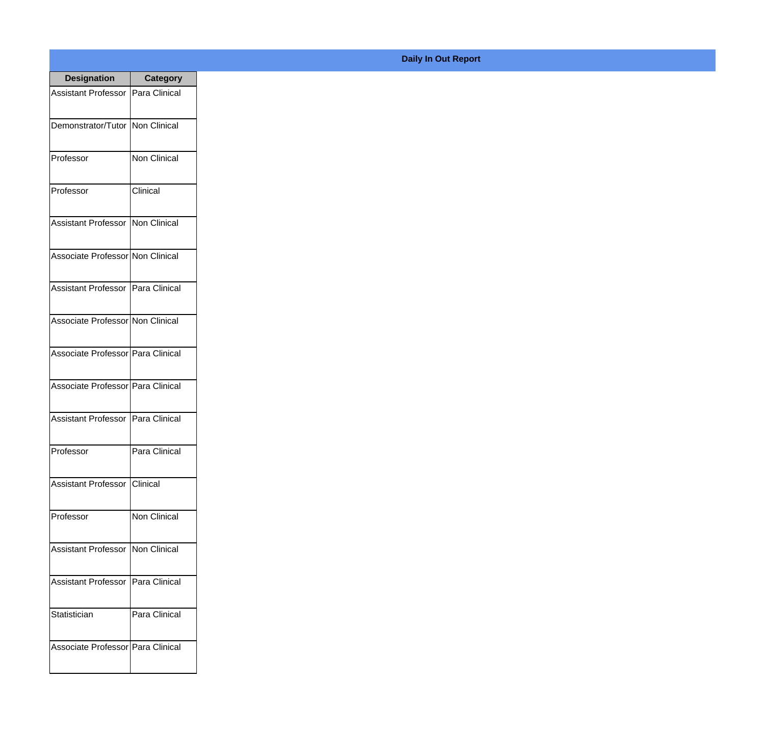**Daily In Out Report**

| Designation | Category |
|---|---|
| Assistant Professor | Para Clinical |
| Demonstrator/Tutor | Non Clinical |
| Professor | Non Clinical |
| Professor | Clinical |
| Assistant Professor | Non Clinical |
| Associate Professor | Non Clinical |
| Assistant Professor | Para Clinical |
| Associate Professor | Non Clinical |
| Associate Professor | Para Clinical |
| Associate Professor | Para Clinical |
| Assistant Professor | Para Clinical |
| Professor | Para Clinical |
| Assistant Professor | Clinical |
| Professor | Non Clinical |
| Assistant Professor | Non Clinical |
| Assistant Professor | Para Clinical |
| Statistician | Para Clinical |
| Associate Professor | Para Clinical |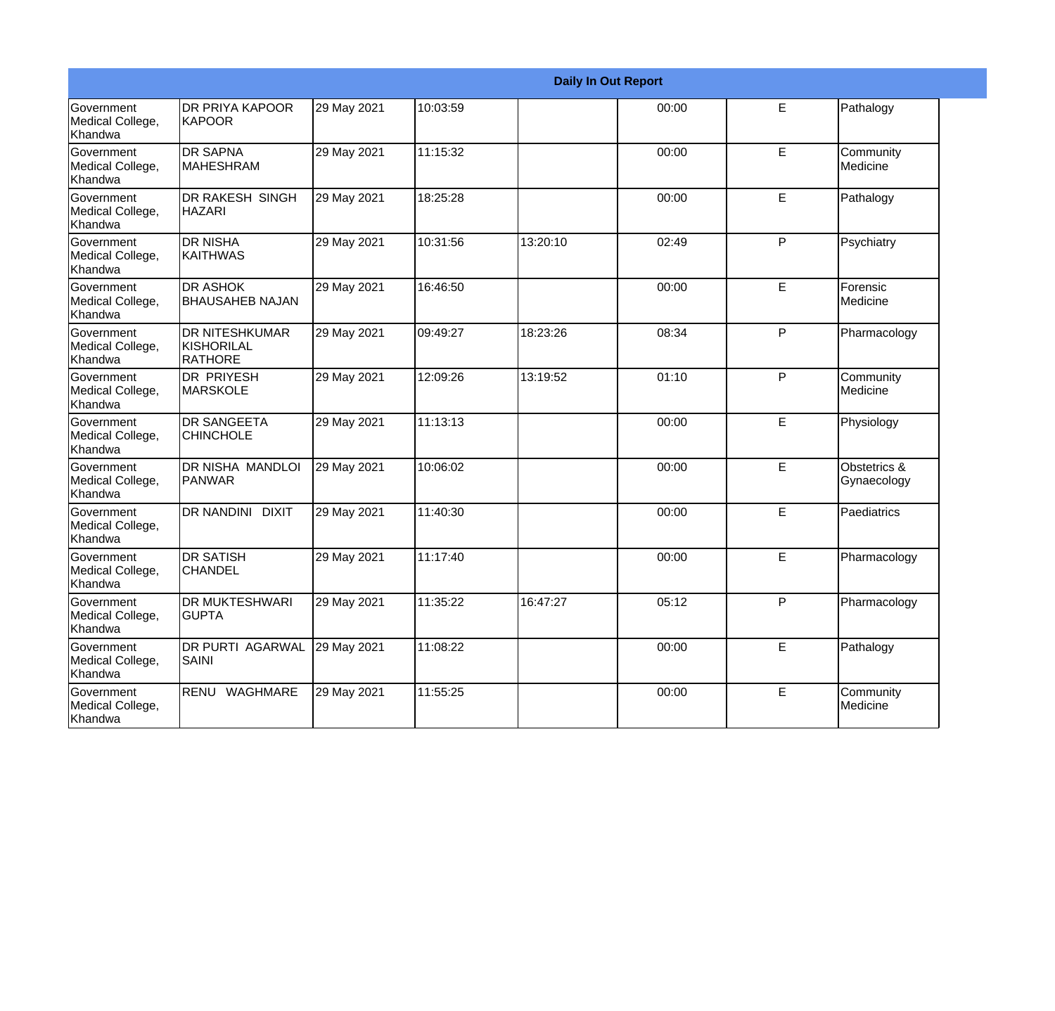| Daily In Out Report | | | | | | | |
|---|---|---|---|---|---|---|---|
| Government Medical College, Khandwa | DR PRIYA KAPOOR KAPOOR | 29 May 2021 | 10:03:59 | | 00:00 | E | Pathalogy |
| Government Medical College, Khandwa | DR SAPNA MAHESHRAM | 29 May 2021 | 11:15:32 | | 00:00 | E | Community Medicine |
| Government Medical College, Khandwa | DR RAKESH SINGH HAZARI | 29 May 2021 | 18:25:28 | | 00:00 | E | Pathalogy |
| Government Medical College, Khandwa | DR NISHA KAITHWAS | 29 May 2021 | 10:31:56 | 13:20:10 | 02:49 | P | Psychiatry |
| Government Medical College, Khandwa | DR ASHOK BHAUSAHEB NAJAN | 29 May 2021 | 16:46:50 | | 00:00 | E | Forensic Medicine |
| Government Medical College, Khandwa | DR NITESHKUMAR KISHORILAL RATHORE | 29 May 2021 | 09:49:27 | 18:23:26 | 08:34 | P | Pharmacology |
| Government Medical College, Khandwa | DR PRIYESH MARSKOLE | 29 May 2021 | 12:09:26 | 13:19:52 | 01:10 | P | Community Medicine |
| Government Medical College, Khandwa | DR SANGEETA CHINCHOLE | 29 May 2021 | 11:13:13 | | 00:00 | E | Physiology |
| Government Medical College, Khandwa | DR NISHA MANDLOI PANWAR | 29 May 2021 | 10:06:02 | | 00:00 | E | Obstetrics & Gynaecology |
| Government Medical College, Khandwa | DR NANDINI DIXIT | 29 May 2021 | 11:40:30 | | 00:00 | E | Paediatrics |
| Government Medical College, Khandwa | DR SATISH CHANDEL | 29 May 2021 | 11:17:40 | | 00:00 | E | Pharmacology |
| Government Medical College, Khandwa | DR MUKTESHWARI GUPTA | 29 May 2021 | 11:35:22 | 16:47:27 | 05:12 | P | Pharmacology |
| Government Medical College, Khandwa | DR PURTI AGARWAL SAINI | 29 May 2021 | 11:08:22 | | 00:00 | E | Pathalogy |
| Government Medical College, Khandwa | RENU WAGHMARE | 29 May 2021 | 11:55:25 | | 00:00 | E | Community Medicine |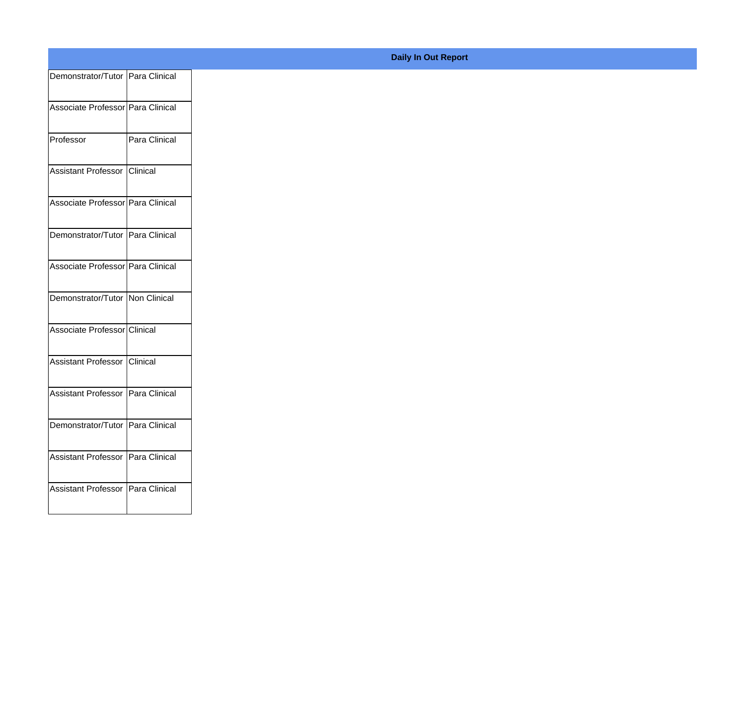**Daily In Out Report**

| | |
|---|---|
| Demonstrator/Tutor | Para Clinical |
| Associate Professor | Para Clinical |
| Professor | Para Clinical |
| Assistant Professor | Clinical |
| Associate Professor | Para Clinical |
| Demonstrator/Tutor | Para Clinical |
| Associate Professor | Para Clinical |
| Demonstrator/Tutor | Non Clinical |
| Associate Professor | Clinical |
| Assistant Professor | Clinical |
| Assistant Professor | Para Clinical |
| Demonstrator/Tutor | Para Clinical |
| Assistant Professor | Para Clinical |
| Assistant Professor | Para Clinical |